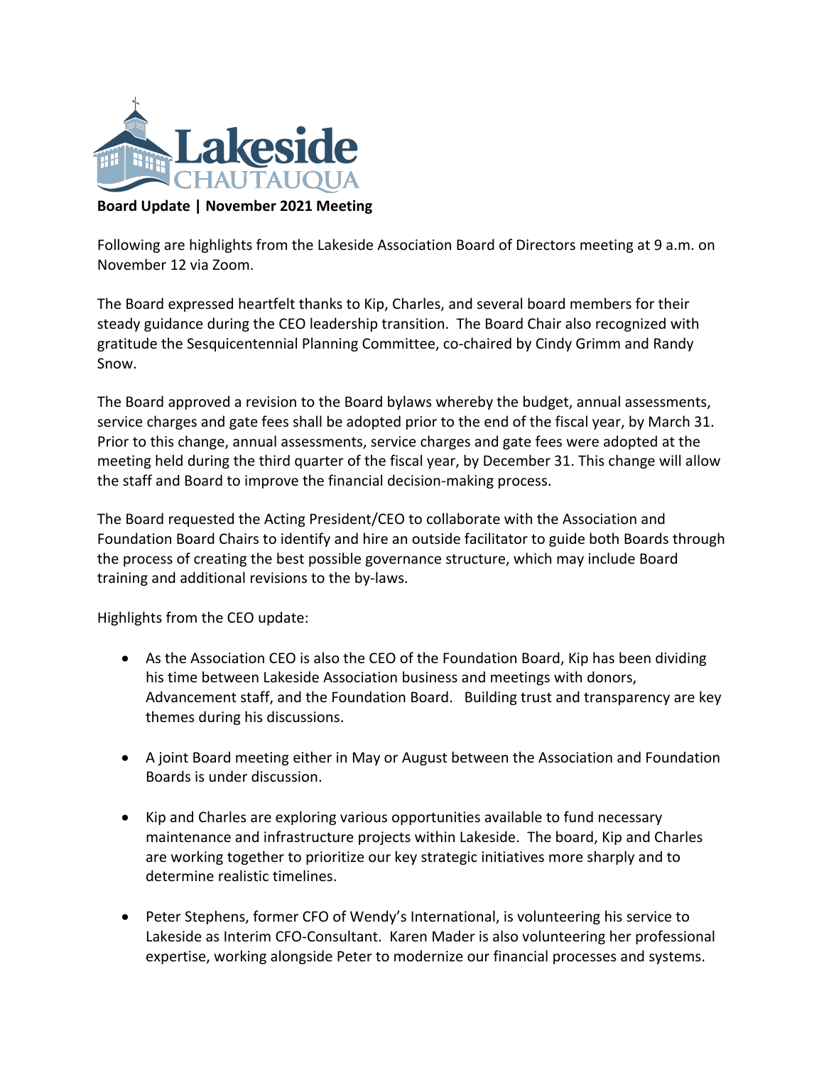**Board Update | November 2021 Meeting**

Following are highlights from the Lakeside Association Board of Directors meeting at 9 a.m. on November 12 via Zoom.

The Board expressed heartfelt thanks to Kip, Charles, and several board members for their steady guidance during the CEO leadership transition. The Board Chair also recognized with gratitude the Sesquicentennial Planning Committee, co-chaired by Cindy Grimm and Randy Snow.

The Board approved a revision to the Board bylaws whereby the budget, annual assessments, service charges and gate fees shall be adopted prior to the end of the fiscal year, by March 31. Prior to this change, annual assessments, service charges and gate fees were adopted at the meeting held during the third quarter of the fiscal year, by December 31. This change will allow the staff and Board to improve the financial decision-making process.

The Board requested the Acting President/CEO to collaborate with the Association and Foundation Board Chairs to identify and hire an outside facilitator to guide both Boards through the process of creating the best possible governance structure, which may include Board training and additional revisions to the by-laws.

Highlights from the CEO update:

- As the Association CEO is also the CEO of the Foundation Board, Kip has been dividing his time between Lakeside Association business and meetings with donors, Advancement staff, and the Foundation Board. Building trust and transparency are key themes during his discussions.

- A joint Board meeting either in May or August between the Association and Foundation Boards is under discussion.

- Kip and Charles are exploring various opportunities available to fund necessary maintenance and infrastructure projects within Lakeside. The board, Kip and Charles are working together to prioritize our key strategic initiatives more sharply and to determine realistic timelines.

- Peter Stephens, former CFO of Wendy's International, is volunteering his service to Lakeside as Interim CFO-Consultant. Karen Mader is also volunteering her professional expertise, working alongside Peter to modernize our financial processes and systems.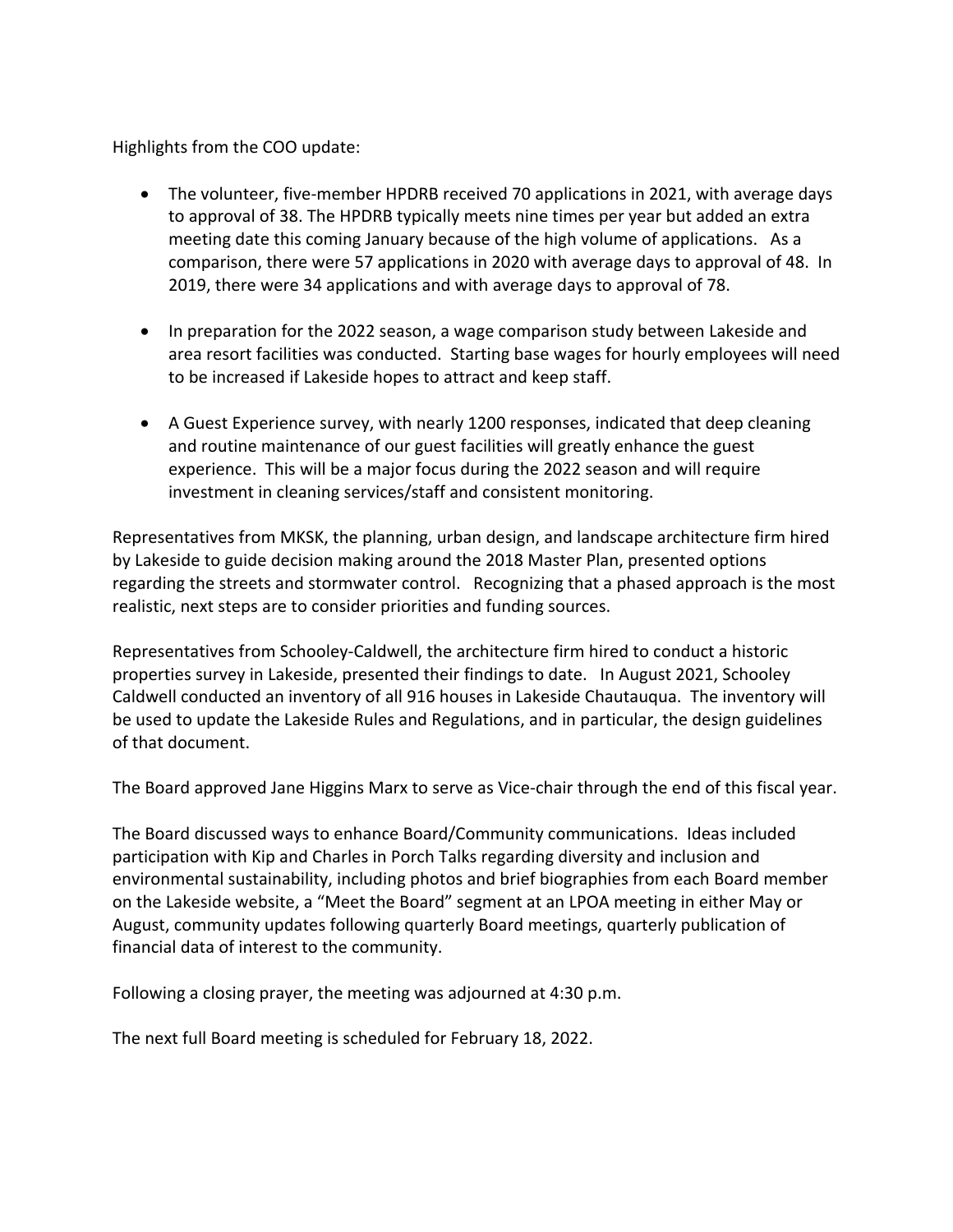Highlights from the COO update:

- The volunteer, five-member HPDRB received 70 applications in 2021, with average days to approval of 38. The HPDRB typically meets nine times per year but added an extra meeting date this coming January because of the high volume of applications. As a comparison, there were 57 applications in 2020 with average days to approval of 48. In 2019, there were 34 applications and with average days to approval of 78.

- In preparation for the 2022 season, a wage comparison study between Lakeside and area resort facilities was conducted. Starting base wages for hourly employees will need to be increased if Lakeside hopes to attract and keep staff.

- A Guest Experience survey, with nearly 1200 responses, indicated that deep cleaning and routine maintenance of our guest facilities will greatly enhance the guest experience. This will be a major focus during the 2022 season and will require investment in cleaning services/staff and consistent monitoring.

Representatives from MKSK, the planning, urban design, and landscape architecture firm hired by Lakeside to guide decision making around the 2018 Master Plan, presented options regarding the streets and stormwater control. Recognizing that a phased approach is the most realistic, next steps are to consider priorities and funding sources.

Representatives from Schooley-Caldwell, the architecture firm hired to conduct a historic properties survey in Lakeside, presented their findings to date. In August 2021, Schooley Caldwell conducted an inventory of all 916 houses in Lakeside Chautauqua. The inventory will be used to update the Lakeside Rules and Regulations, and in particular, the design guidelines of that document.

The Board approved Jane Higgins Marx to serve as Vice-chair through the end of this fiscal year.

The Board discussed ways to enhance Board/Community communications. Ideas included participation with Kip and Charles in Porch Talks regarding diversity and inclusion and environmental sustainability, including photos and brief biographies from each Board member on the Lakeside website, a "Meet the Board" segment at an LPOA meeting in either May or August, community updates following quarterly Board meetings, quarterly publication of financial data of interest to the community.

Following a closing prayer, the meeting was adjourned at 4:30 p.m.

The next full Board meeting is scheduled for February 18, 2022.